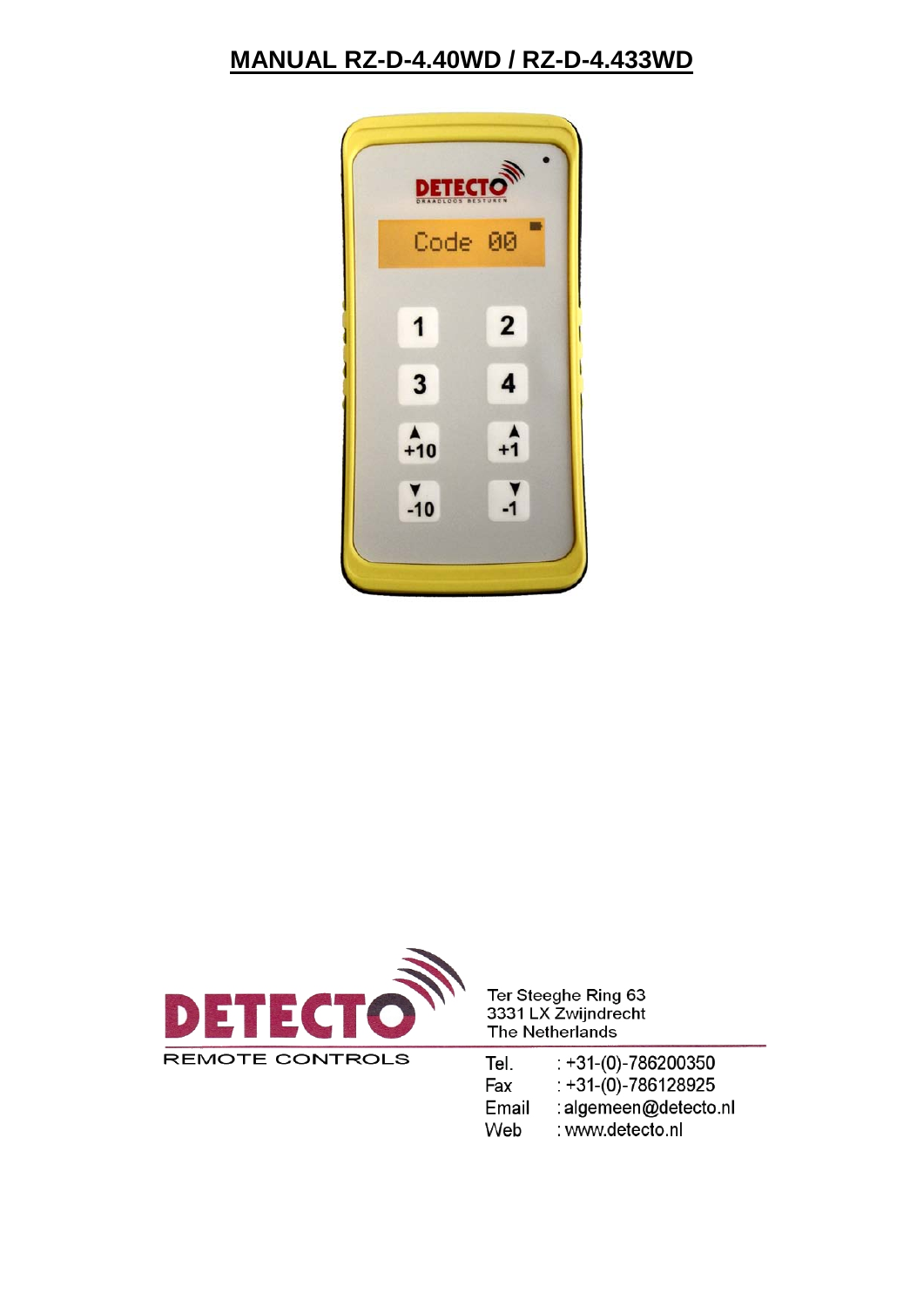# MANUAL RZ-D-4.40WD / RZ-D-4.433WD

DETECTO
REMOTE CONTROLS

Ter Steeghe Ring 63
3331 LX Zwijndrecht
The Netherlands

Tel. : +31-(0)-786200350
Fax : +31-(0)-786128925
Email : algemeen@detecto.nl
Web : www.detecto.nl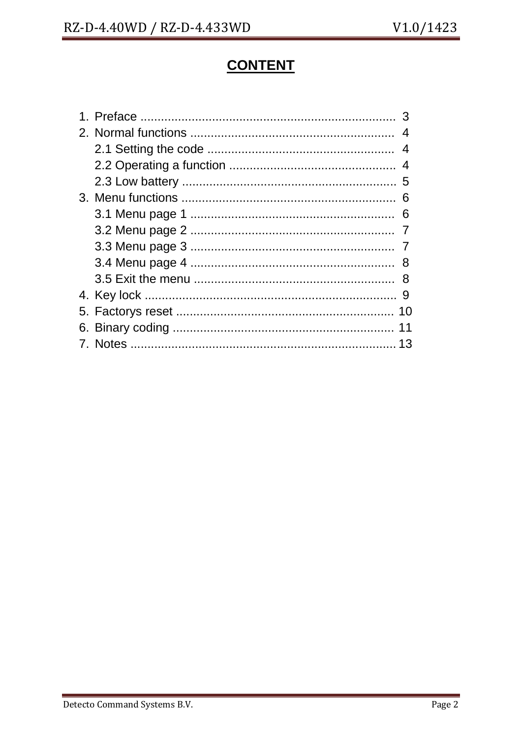# CONTENT

1. Preface ........................................................................ 3
2. Normal functions ........................................................... 4
   2.1 Setting the code ...................................................... 4
   2.2 Operating a function ................................................ 4
   2.3 Low battery ............................................................. 5
3. Menu functions .............................................................. 6
   3.1 Menu page 1 ........................................................... 6
   3.2 Menu page 2 ........................................................... 7
   3.3 Menu page 3 ........................................................... 7
   3.4 Menu page 4 ........................................................... 8
   3.5 Exit the menu .......................................................... 8
4. Key lock ........................................................................ 9
5. Factorys reset ............................................................... 10
6. Binary coding ................................................................ 11
7. Notes ............................................................................ 13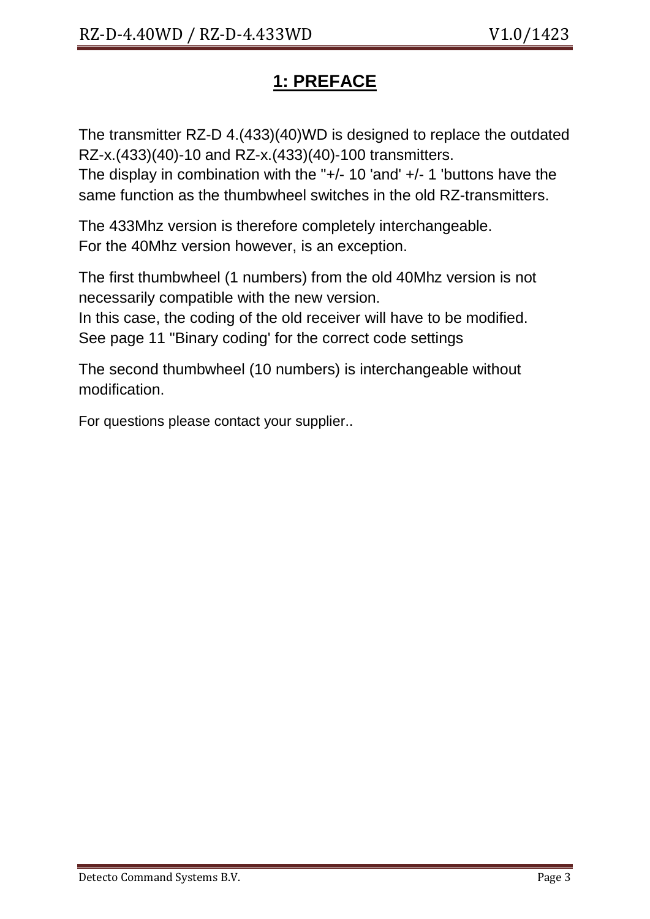# 1: PREFACE

The transmitter RZ-D 4.(433)(40)WD is designed to replace the outdated RZ-x.(433)(40)-10 and RZ-x.(433)(40)-100 transmitters.
The display in combination with the "+/- 10 'and' +/- 1 'buttons have the same function as the thumbwheel switches in the old RZ-transmitters.

The 433Mhz version is therefore completely interchangeable.
For the 40Mhz version however, is an exception.

The first thumbwheel (1 numbers) from the old 40Mhz version is not necessarily compatible with the new version.
In this case, the coding of the old receiver will have to be modified.
See page 11 "Binary coding' for the correct code settings

The second thumbwheel (10 numbers) is interchangeable without modification.

For questions please contact your supplier..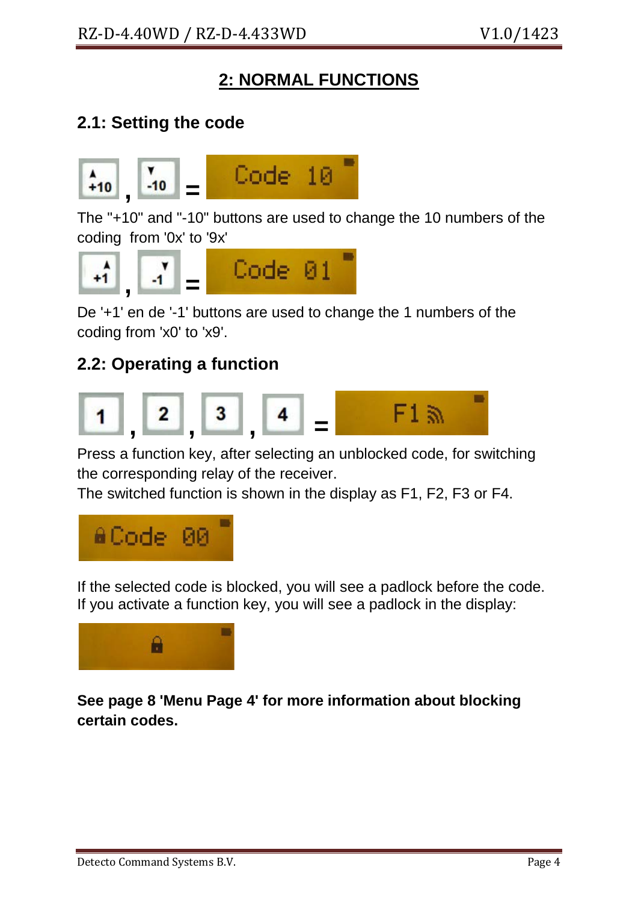# 2: NORMAL FUNCTIONS

## 2.1: Setting the code

+10 , -10 = Code 10

The "+10" and "-10" buttons are used to change the 10 numbers of the coding  from '0x' to '9x'

+1 , -1 = Code 01

De '+1' en de '-1' buttons are used to change the 1 numbers of the coding from 'x0' to 'x9'.

## 2.2: Operating a function

1 , 2 , 3 , 4 = F1

Press a function key, after selecting an unblocked code, for switching the corresponding relay of the receiver.
The switched function is shown in the display as F1, F2, F3 or F4.

Code 00

If the selected code is blocked, you will see a padlock before the code.
If you activate a function key, you will see a padlock in the display:

**See page 8 'Menu Page 4' for more information about blocking certain codes.**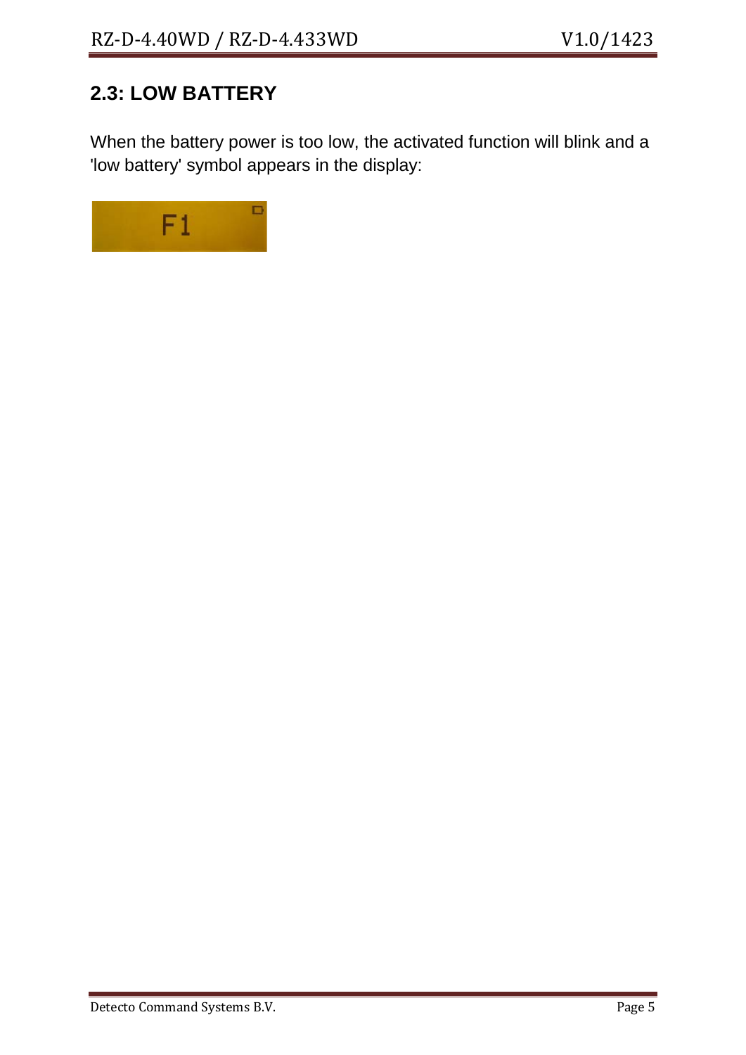## 2.3: LOW BATTERY

When the battery power is too low, the activated function will blink and a 'low battery' symbol appears in the display: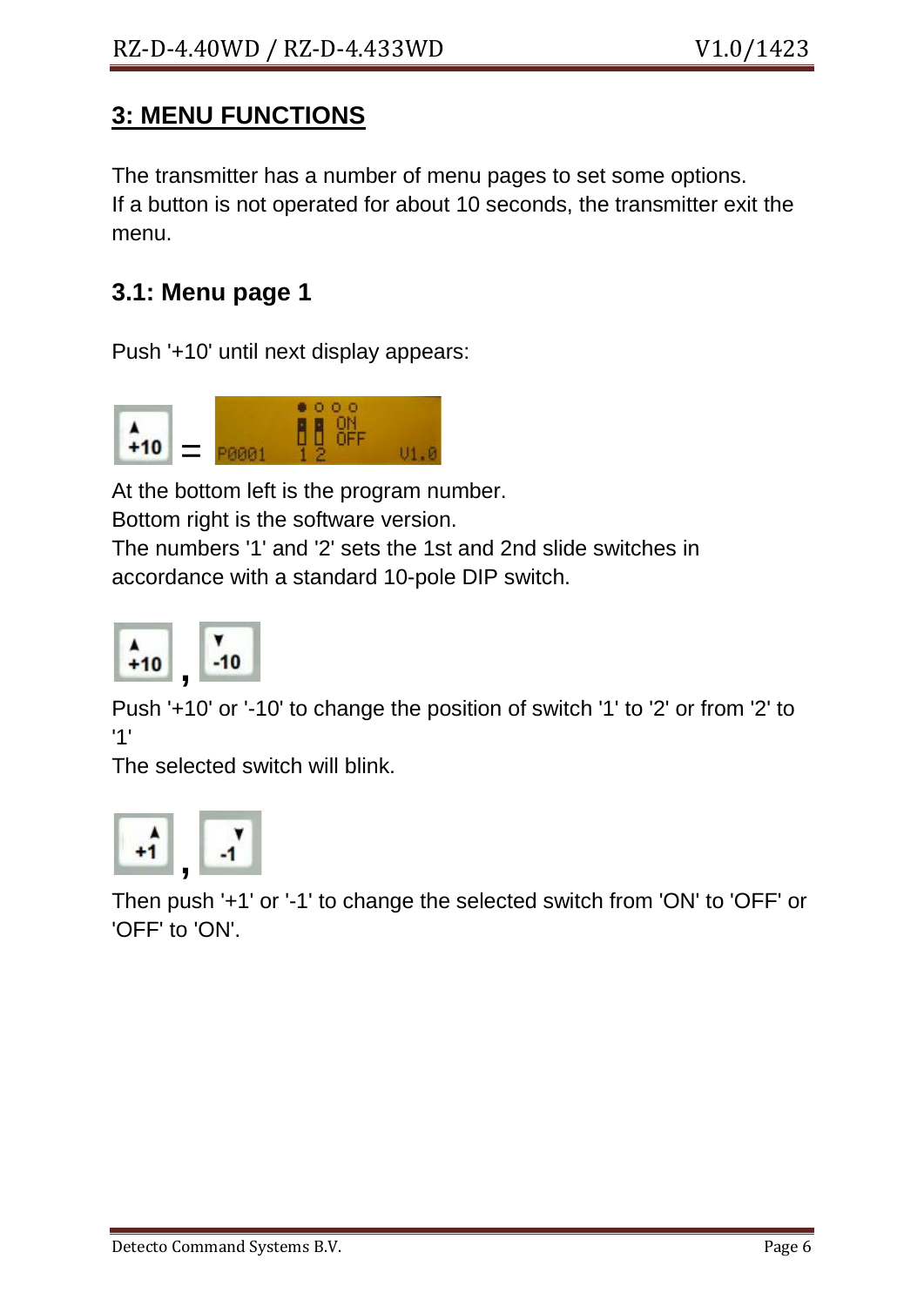## 3: MENU FUNCTIONS

The transmitter has a number of menu pages to set some options.
If a button is not operated for about 10 seconds, the transmitter exit the menu.

### 3.1: Menu page 1

Push '+10' until next display appears:

+10 = P0001 1 2 ON OFF V1.0

At the bottom left is the program number.
Bottom right is the software version.
The numbers '1' and '2' sets the 1st and 2nd slide switches in accordance with a standard 10-pole DIP switch.

+10 , -10

Push '+10' or '-10' to change the position of switch '1' to '2' or from '2' to '1'
The selected switch will blink.

+1 , -1

Then push '+1' or '-1' to change the selected switch from 'ON' to 'OFF' or 'OFF' to 'ON'.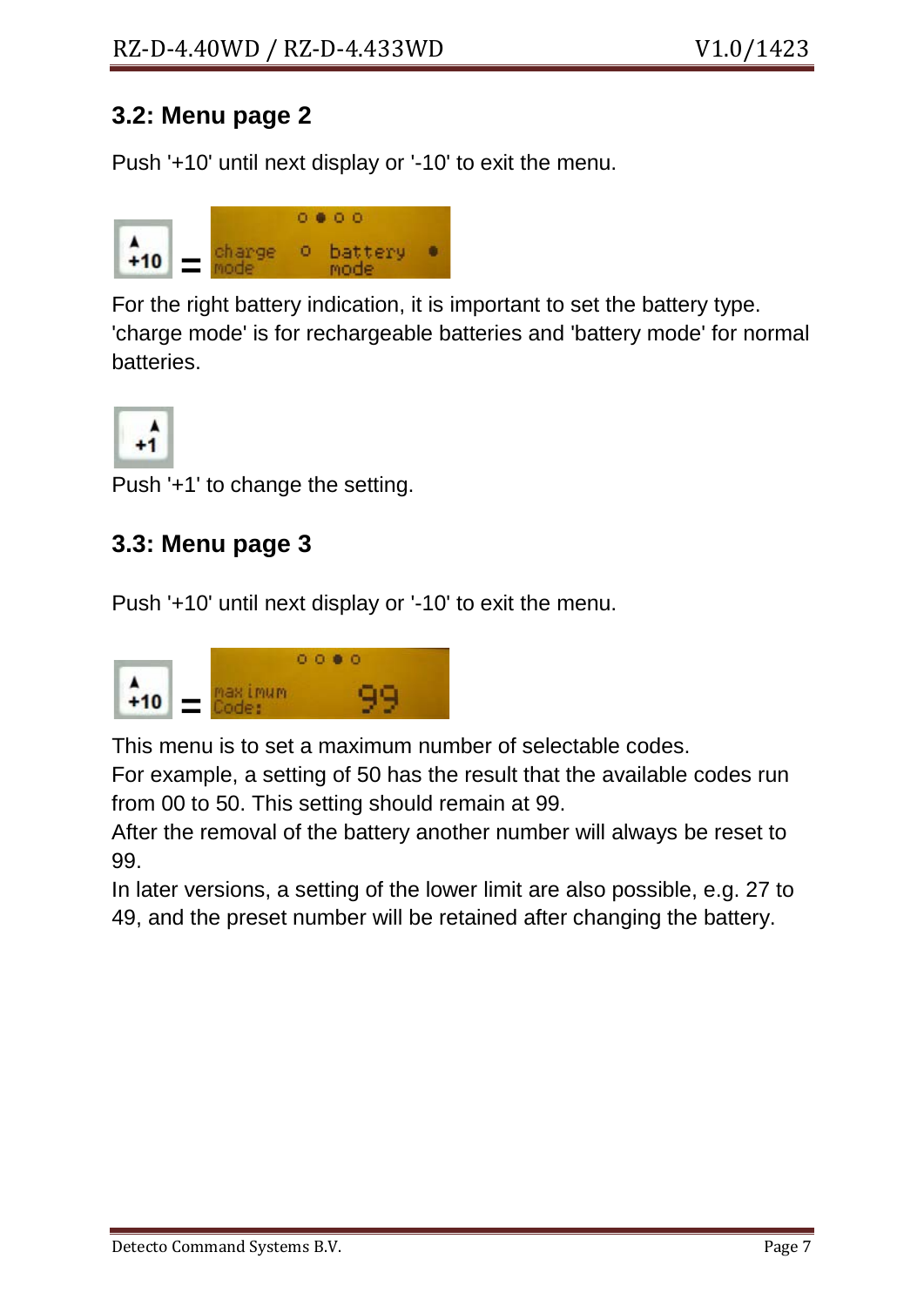## 3.2: Menu page 2

Push '+10' until next display or '-10' to exit the menu.

For the right battery indication, it is important to set the battery type. 'charge mode' is for rechargeable batteries and 'battery mode' for normal batteries.

Push '+1' to change the setting.

## 3.3: Menu page 3

Push '+10' until next display or '-10' to exit the menu.

This menu is to set a maximum number of selectable codes.
For example, a setting of 50 has the result that the available codes run from 00 to 50. This setting should remain at 99.
After the removal of the battery another number will always be reset to 99.
In later versions, a setting of the lower limit are also possible, e.g. 27 to 49, and the preset number will be retained after changing the battery.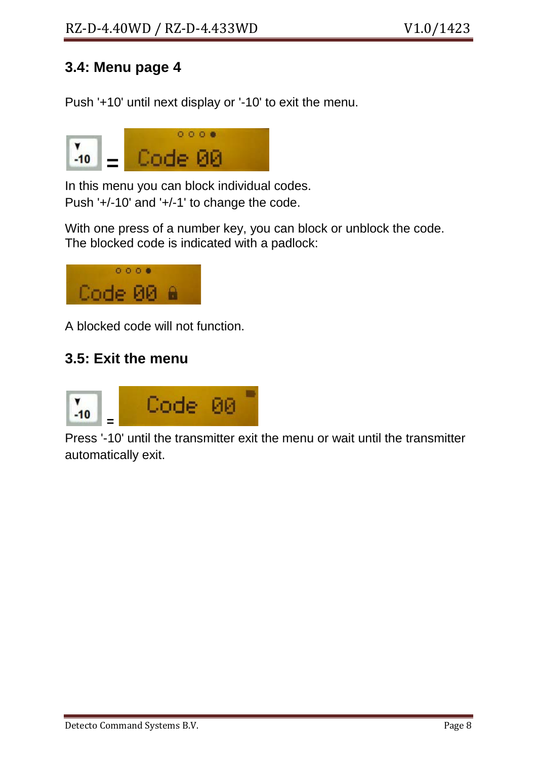## 3.4: Menu page 4

Push '+10' until next display or '-10' to exit the menu.

-10 = Code 00

In this menu you can block individual codes.
Push '+/-10' and '+/-1' to change the code.

With one press of a number key, you can block or unblock the code.
The blocked code is indicated with a padlock:

Code 00

A blocked code will not function.

## 3.5: Exit the menu

-10 = Code 00

Press '-10' until the transmitter exit the menu or wait until the transmitter automatically exit.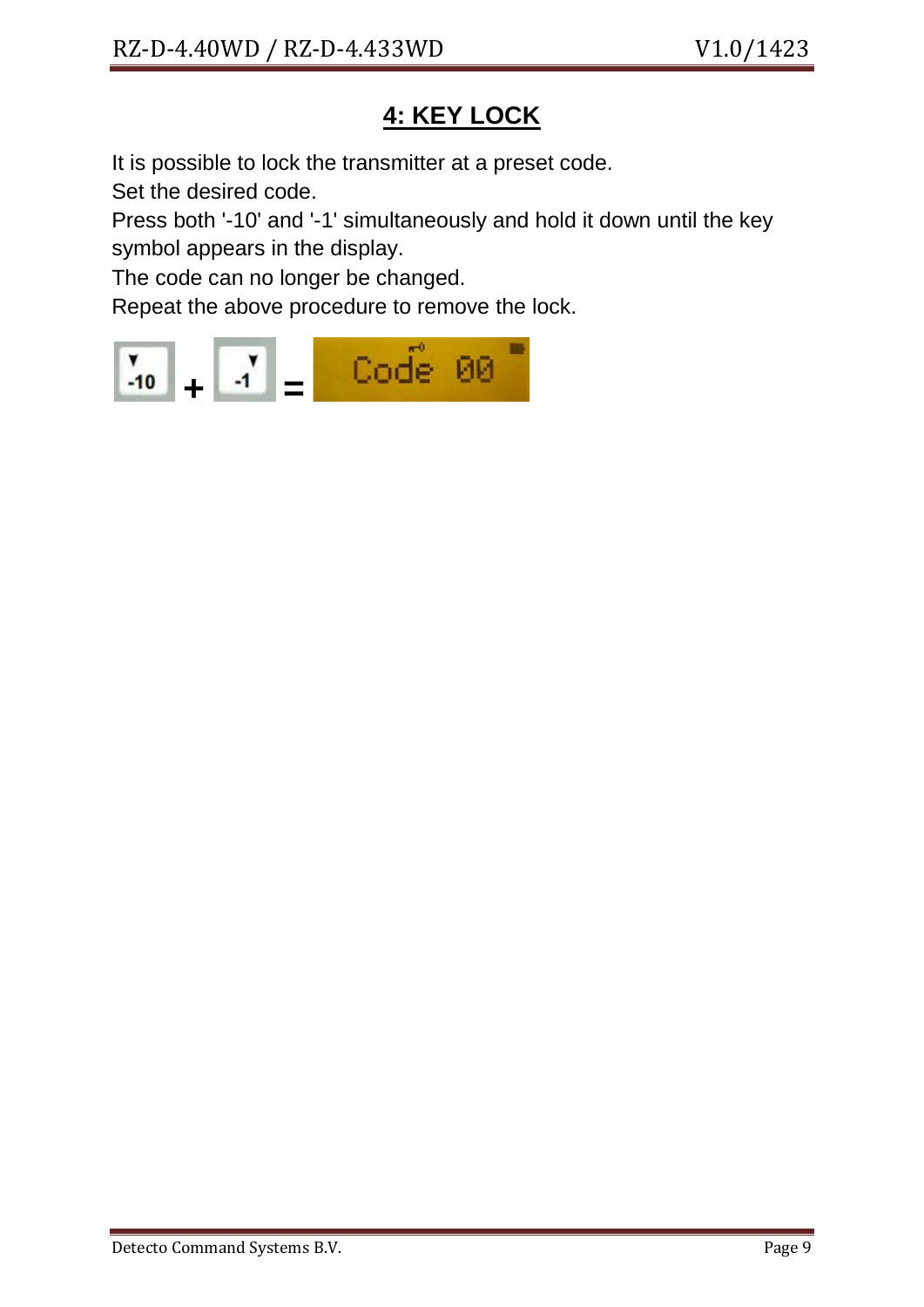## 4: KEY LOCK

It is possible to lock the transmitter at a preset code.
Set the desired code.
Press both '-10' and '-1' simultaneously and hold it down until the key symbol appears in the display.
The code can no longer be changed.
Repeat the above procedure to remove the lock.

-10 + -1 = Code 00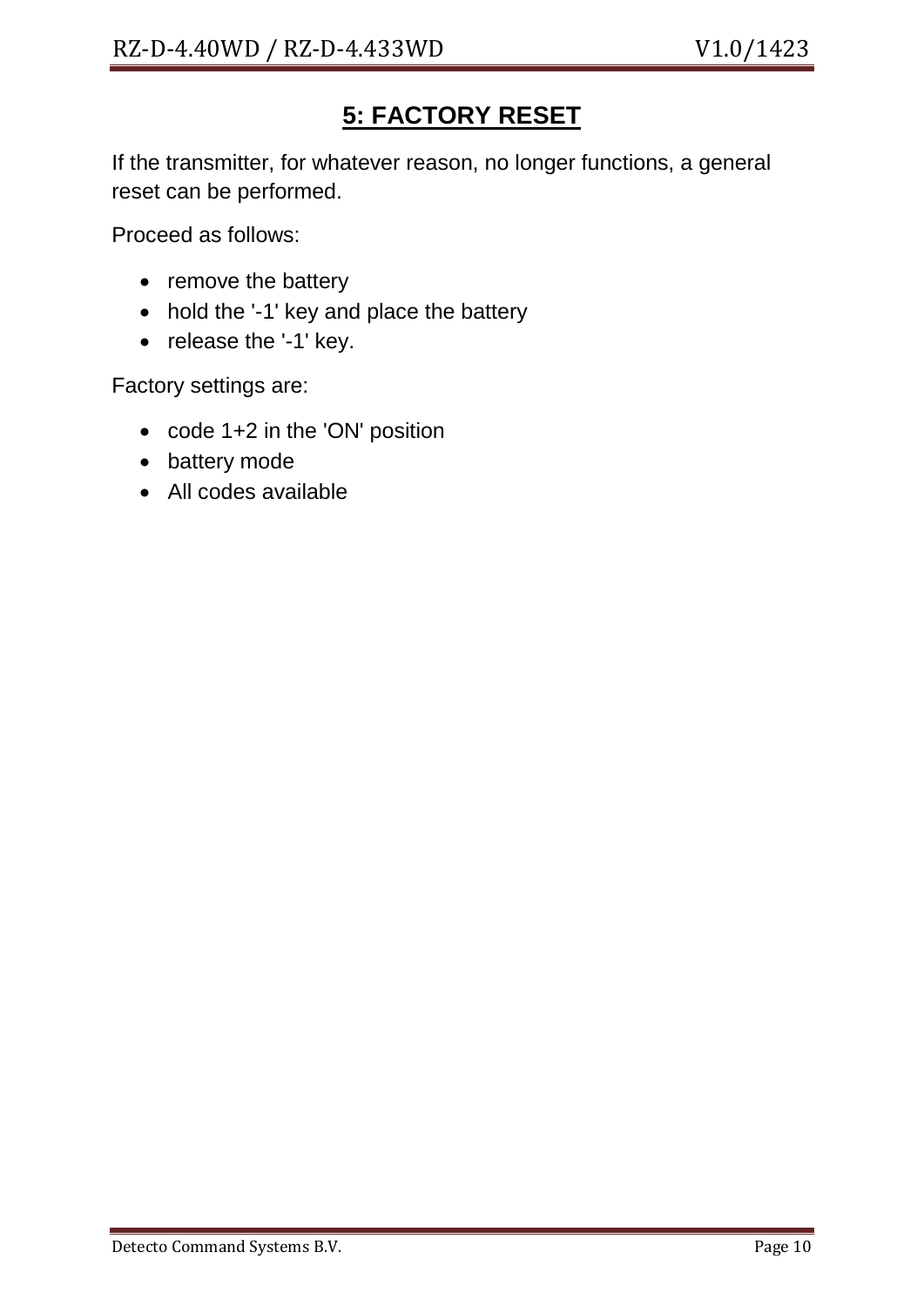# 5: FACTORY RESET

If the transmitter, for whatever reason, no longer functions, a general reset can be performed.

Proceed as follows:

- remove the battery
- hold the '-1' key and place the battery
- release the '-1' key.

Factory settings are:

- code 1+2 in the 'ON' position
- battery mode
- All codes available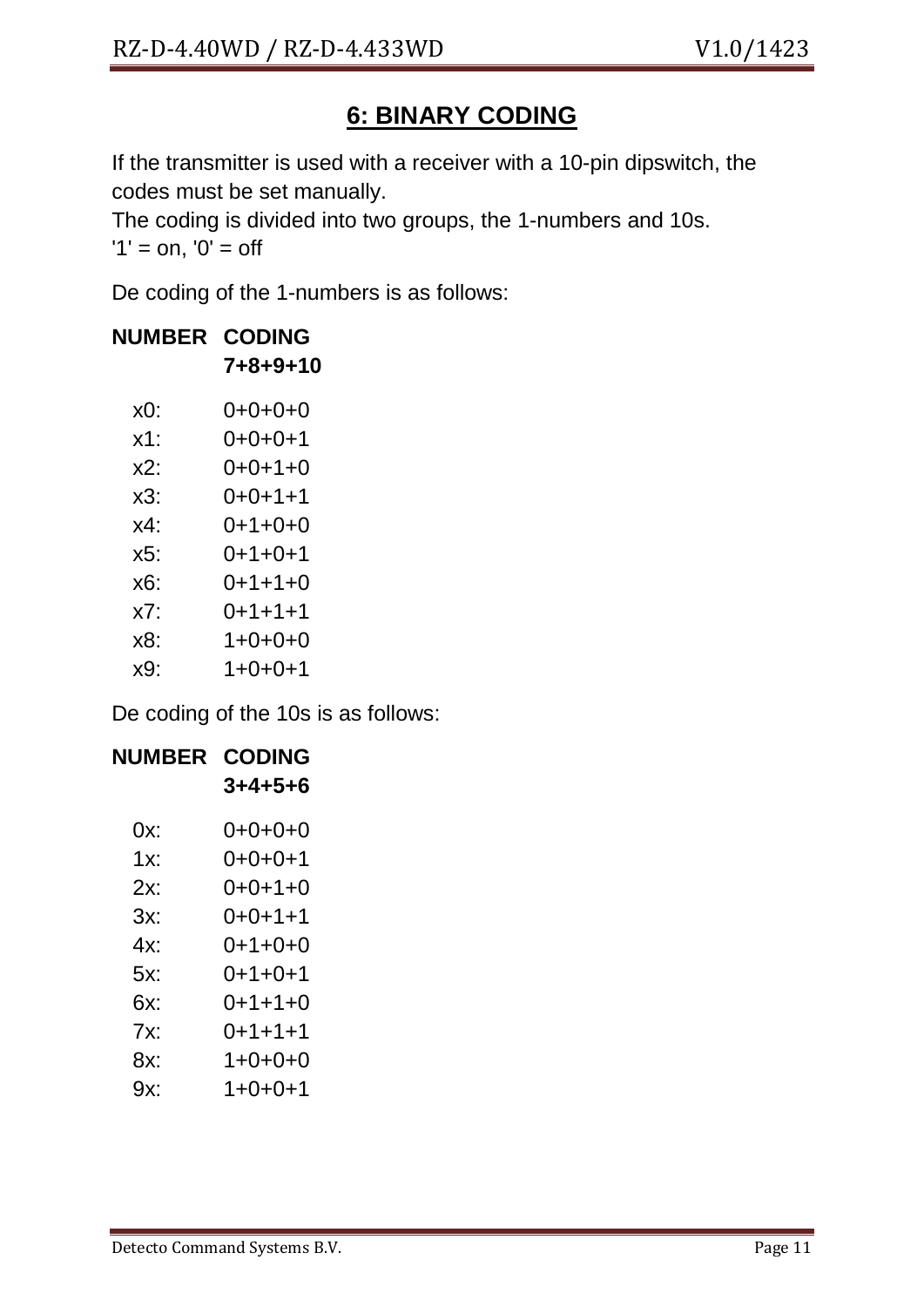## 6: BINARY CODING

If the transmitter is used with a receiver with a 10-pin dipswitch, the codes must be set manually.
The coding is divided into two groups, the 1-numbers and 10s.
'1' = on, '0' = off

De coding of the 1-numbers is as follows:

| NUMBER | CODING<br>7+8+9+10 |
|---|---|
| x0: | 0+0+0+0 |
| x1: | 0+0+0+1 |
| x2: | 0+0+1+0 |
| x3: | 0+0+1+1 |
| x4: | 0+1+0+0 |
| x5: | 0+1+0+1 |
| x6: | 0+1+1+0 |
| x7: | 0+1+1+1 |
| x8: | 1+0+0+0 |
| x9: | 1+0+0+1 |

De coding of the 10s is as follows:

| NUMBER | CODING<br>3+4+5+6 |
|---|---|
| 0x: | 0+0+0+0 |
| 1x: | 0+0+0+1 |
| 2x: | 0+0+1+0 |
| 3x: | 0+0+1+1 |
| 4x: | 0+1+0+0 |
| 5x: | 0+1+0+1 |
| 6x: | 0+1+1+0 |
| 7x: | 0+1+1+1 |
| 8x: | 1+0+0+0 |
| 9x: | 1+0+0+1 |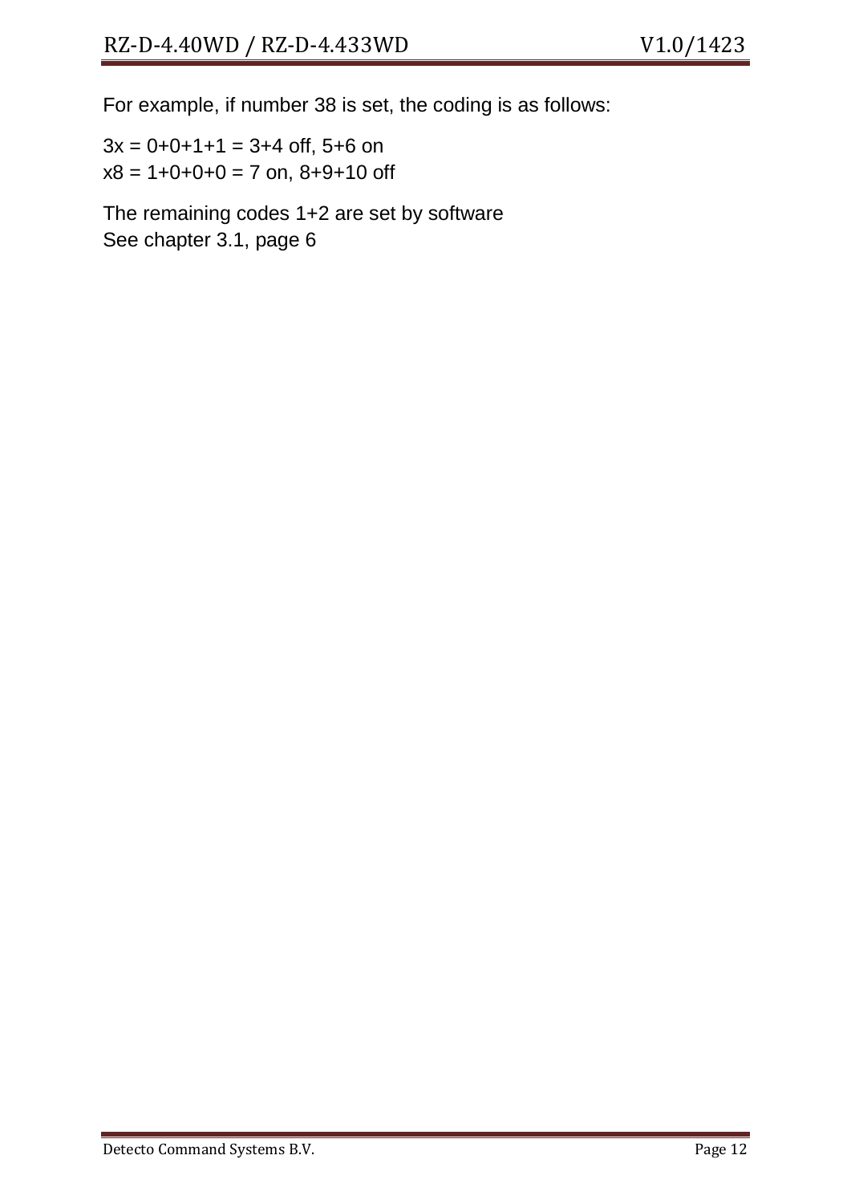For example, if number 38 is set, the coding is as follows:

3x = 0+0+1+1 = 3+4 off, 5+6 on
x8 = 1+0+0+0 = 7 on, 8+9+10 off

The remaining codes 1+2 are set by software
See chapter 3.1, page 6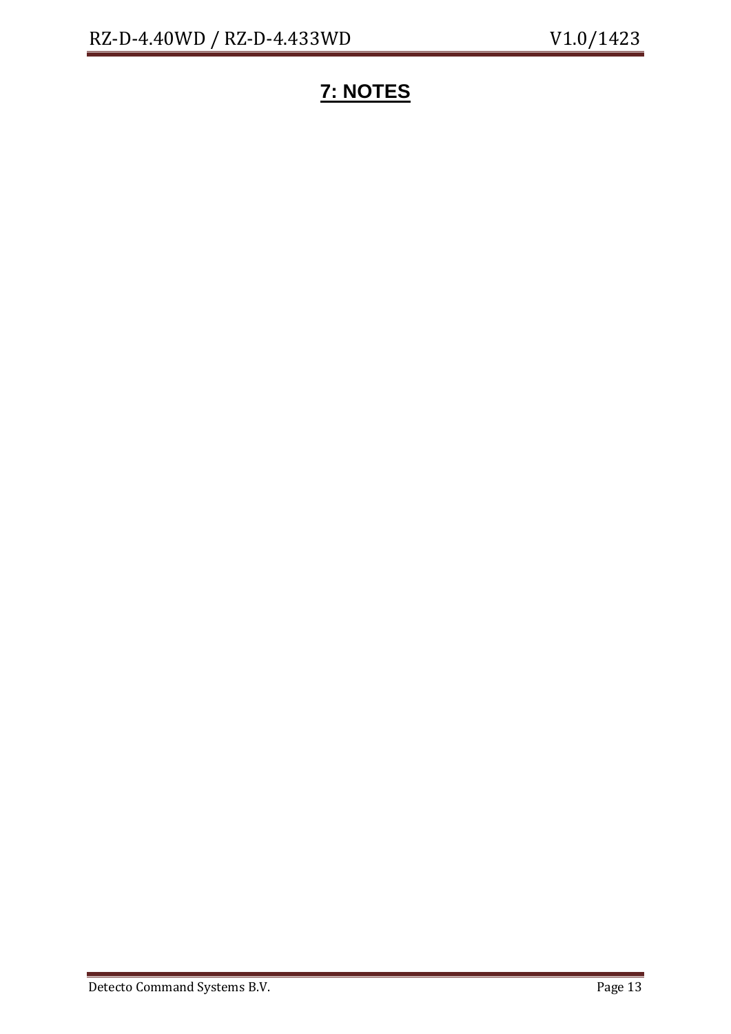# 7: NOTES